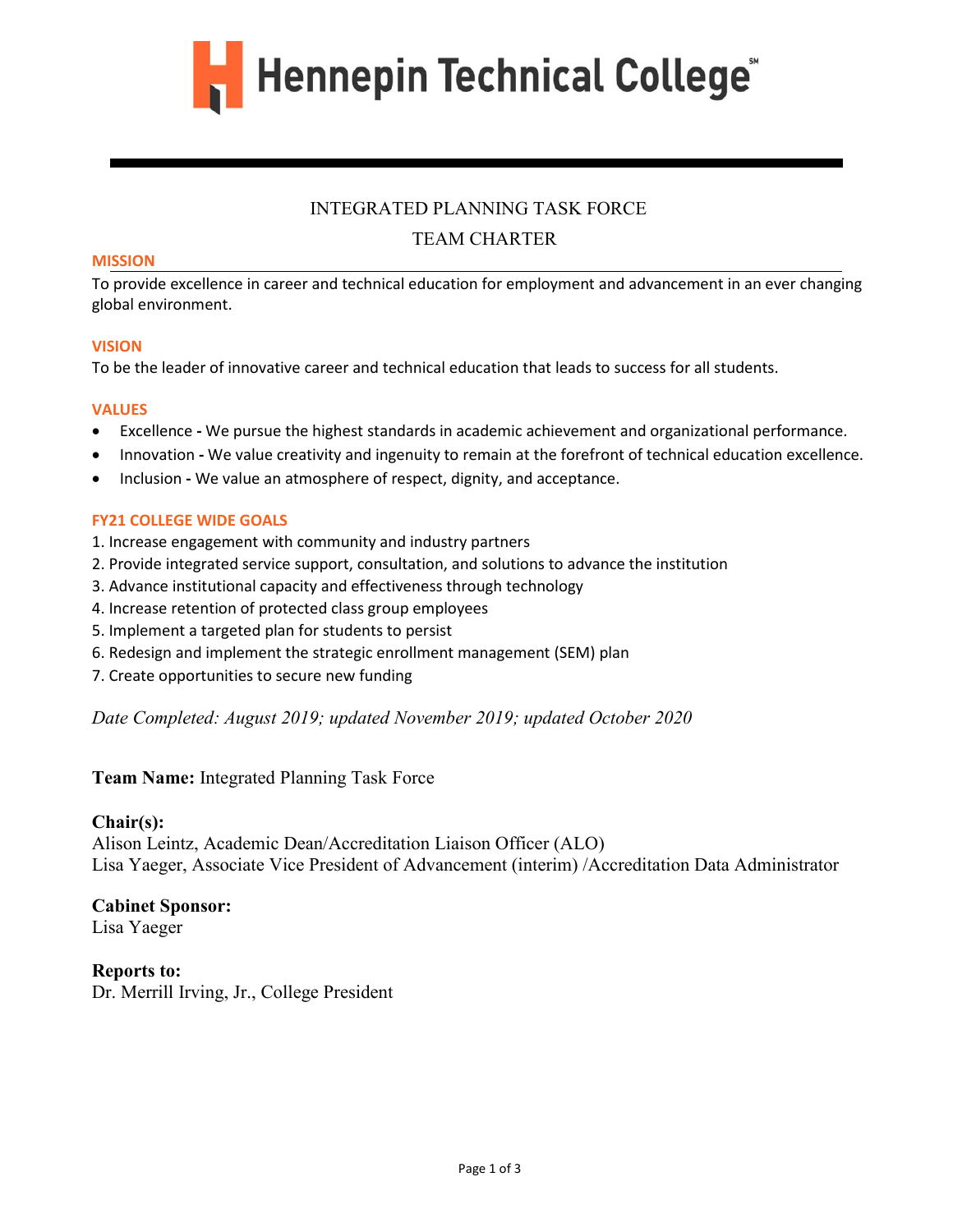Hennepin Technical College

# INTEGRATED PLANNING TASK FORCE

## TEAM CHARTER

### MISSION

To provide excellence in career and technical education for employment and advancement in an ever changing global environment.

### VISION

To be the leader of innovative career and technical education that leads to success for all students.

### VALUES

- Excellence **-** We pursue the highest standards in academic achievement and organizational performance.
- Innovation **-** We value creativity and ingenuity to remain at the forefront of technical education excellence.
- Inclusion **-** We value an atmosphere of respect, dignity, and acceptance.

### FY21 COLLEGE WIDE GOALS

1. Increase engagement with community and industry partners
2. Provide integrated service support, consultation, and solutions to advance the institution
3. Advance institutional capacity and effectiveness through technology
4. Increase retention of protected class group employees
5. Implement a targeted plan for students to persist
6. Redesign and implement the strategic enrollment management (SEM) plan
7. Create opportunities to secure new funding

*Date Completed: August 2019; updated November 2019; updated October 2020*

**Team Name:** Integrated Planning Task Force

**Chair(s):**
Alison Leintz, Academic Dean/Accreditation Liaison Officer (ALO)
Lisa Yaeger, Associate Vice President of Advancement (interim) /Accreditation Data Administrator

**Cabinet Sponsor:**
Lisa Yaeger

**Reports to:**
Dr. Merrill Irving, Jr., College President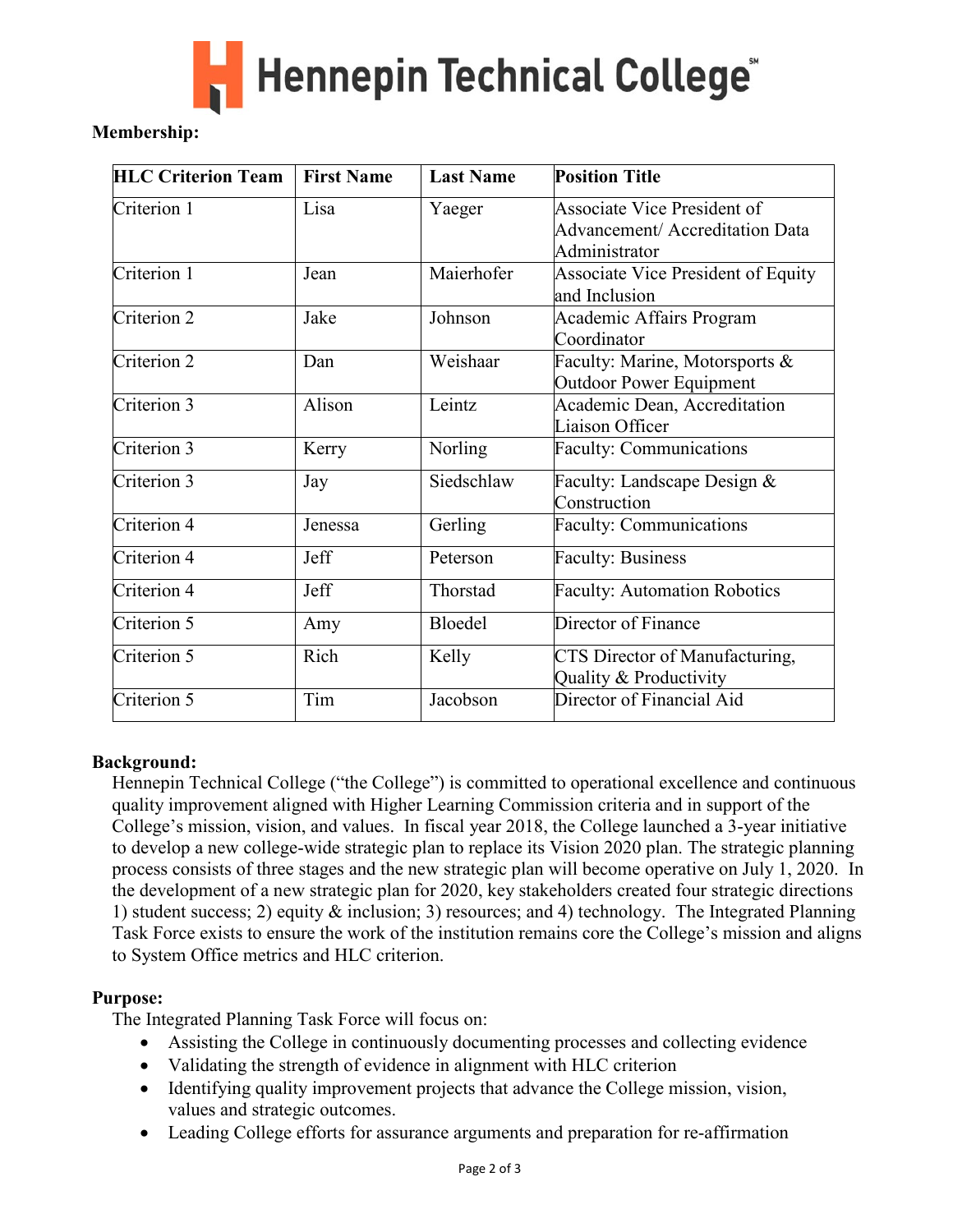**Membership:**

| HLC Criterion Team | First Name | Last Name | Position Title |
| --- | --- | --- | --- |
| Criterion 1 | Lisa | Yaeger | Associate Vice President of Advancement/ Accreditation Data Administrator |
| Criterion 1 | Jean | Maierhofer | Associate Vice President of Equity and Inclusion |
| Criterion 2 | Jake | Johnson | Academic Affairs Program Coordinator |
| Criterion 2 | Dan | Weishaar | Faculty: Marine, Motorsports & Outdoor Power Equipment |
| Criterion 3 | Alison | Leintz | Academic Dean, Accreditation Liaison Officer |
| Criterion 3 | Kerry | Norling | Faculty: Communications |
| Criterion 3 | Jay | Siedschlaw | Faculty: Landscape Design & Construction |
| Criterion 4 | Jenessa | Gerling | Faculty: Communications |
| Criterion 4 | Jeff | Peterson | Faculty: Business |
| Criterion 4 | Jeff | Thorstad | Faculty: Automation Robotics |
| Criterion 5 | Amy | Bloedel | Director of Finance |
| Criterion 5 | Rich | Kelly | CTS Director of Manufacturing, Quality & Productivity |
| Criterion 5 | Tim | Jacobson | Director of Financial Aid |

**Background:**

Hennepin Technical College ("the College") is committed to operational excellence and continuous quality improvement aligned with Higher Learning Commission criteria and in support of the College's mission, vision, and values. In fiscal year 2018, the College launched a 3-year initiative to develop a new college-wide strategic plan to replace its Vision 2020 plan. The strategic planning process consists of three stages and the new strategic plan will become operative on July 1, 2020. In the development of a new strategic plan for 2020, key stakeholders created four strategic directions 1) student success; 2) equity & inclusion; 3) resources; and 4) technology. The Integrated Planning Task Force exists to ensure the work of the institution remains core the College's mission and aligns to System Office metrics and HLC criterion.

**Purpose:**

The Integrated Planning Task Force will focus on:

- Assisting the College in continuously documenting processes and collecting evidence
- Validating the strength of evidence in alignment with HLC criterion
- Identifying quality improvement projects that advance the College mission, vision, values and strategic outcomes.
- Leading College efforts for assurance arguments and preparation for re-affirmation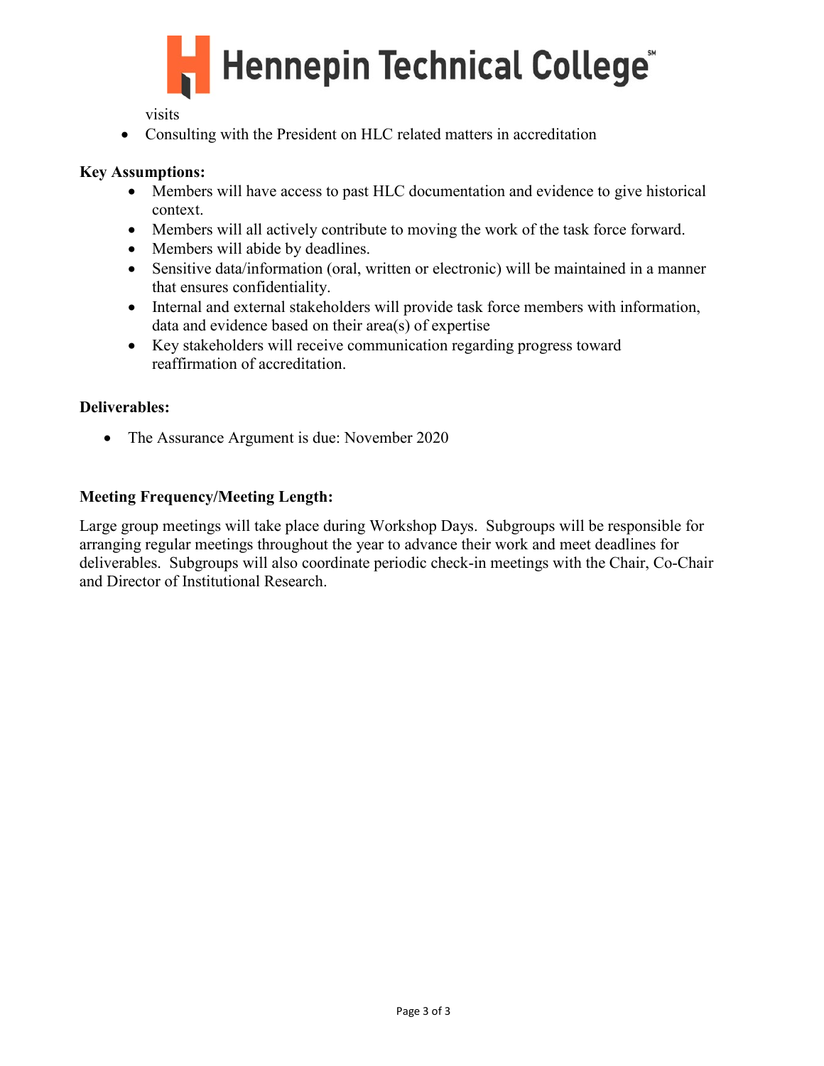visits

- Consulting with the President on HLC related matters in accreditation

**Key Assumptions:**

- Members will have access to past HLC documentation and evidence to give historical context.
- Members will all actively contribute to moving the work of the task force forward.
- Members will abide by deadlines.
- Sensitive data/information (oral, written or electronic) will be maintained in a manner that ensures confidentiality.
- Internal and external stakeholders will provide task force members with information, data and evidence based on their area(s) of expertise
- Key stakeholders will receive communication regarding progress toward reaffirmation of accreditation.

**Deliverables:**

- The Assurance Argument is due: November 2020

**Meeting Frequency/Meeting Length:**

Large group meetings will take place during Workshop Days. Subgroups will be responsible for arranging regular meetings throughout the year to advance their work and meet deadlines for deliverables. Subgroups will also coordinate periodic check-in meetings with the Chair, Co-Chair and Director of Institutional Research.